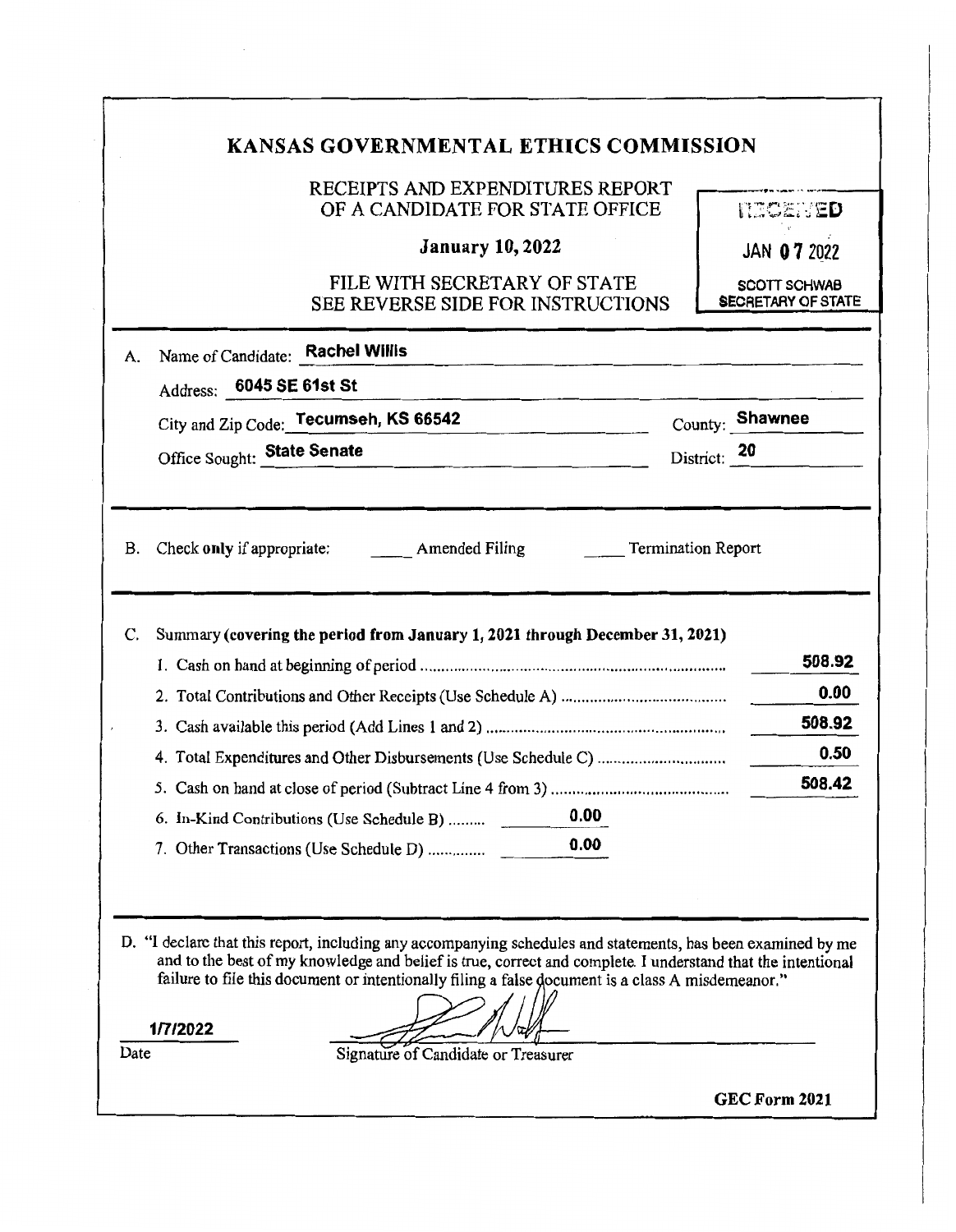# KANSAS GOVERNMENTAL ETHICS COMMISSION

RECEIPTS AND EXPENDITURES REPORT
OF A CANDIDATE FOR STATE OFFICE

**January 10, 2022**

FILE WITH SECRETARY OF STATE
SEE REVERSE SIDE FOR INSTRUCTIONS

RECEIVED
JAN 07 2022
SCOTT SCHWAB
SECRETARY OF STATE

A. Name of Candidate: **Rachel Willis**

Address: **6045 SE 61st St**

City and Zip Code: **Tecumseh, KS 66542** County: **Shawnee**

Office Sought: **State Senate** District: **20**

B. Check **only** if appropriate: ____ Amended Filing ____ Termination Report

C. Summary **(covering the period from January 1, 2021 through December 31, 2021)**

| | | |
|---|---|---|
| 1. Cash on hand at beginning of period | | 508.92 |
| 2. Total Contributions and Other Receipts (Use Schedule A) | | 0.00 |
| 3. Cash available this period (Add Lines 1 and 2) | | 508.92 |
| 4. Total Expenditures and Other Disbursements (Use Schedule C) | | 0.50 |
| 5. Cash on hand at close of period (Subtract Line 4 from 3) | | 508.42 |
| 6. In-Kind Contributions (Use Schedule B) | 0.00 | |
| 7. Other Transactions (Use Schedule D) | 0.00 | |

D. "I declare that this report, including any accompanying schedules and statements, has been examined by me and to the best of my knowledge and belief is true, correct and complete. I understand that the intentional failure to file this document or intentionally filing a false document is a class A misdemeanor."

1/7/2022

Date Signature of Candidate or Treasurer

**GEC Form 2021**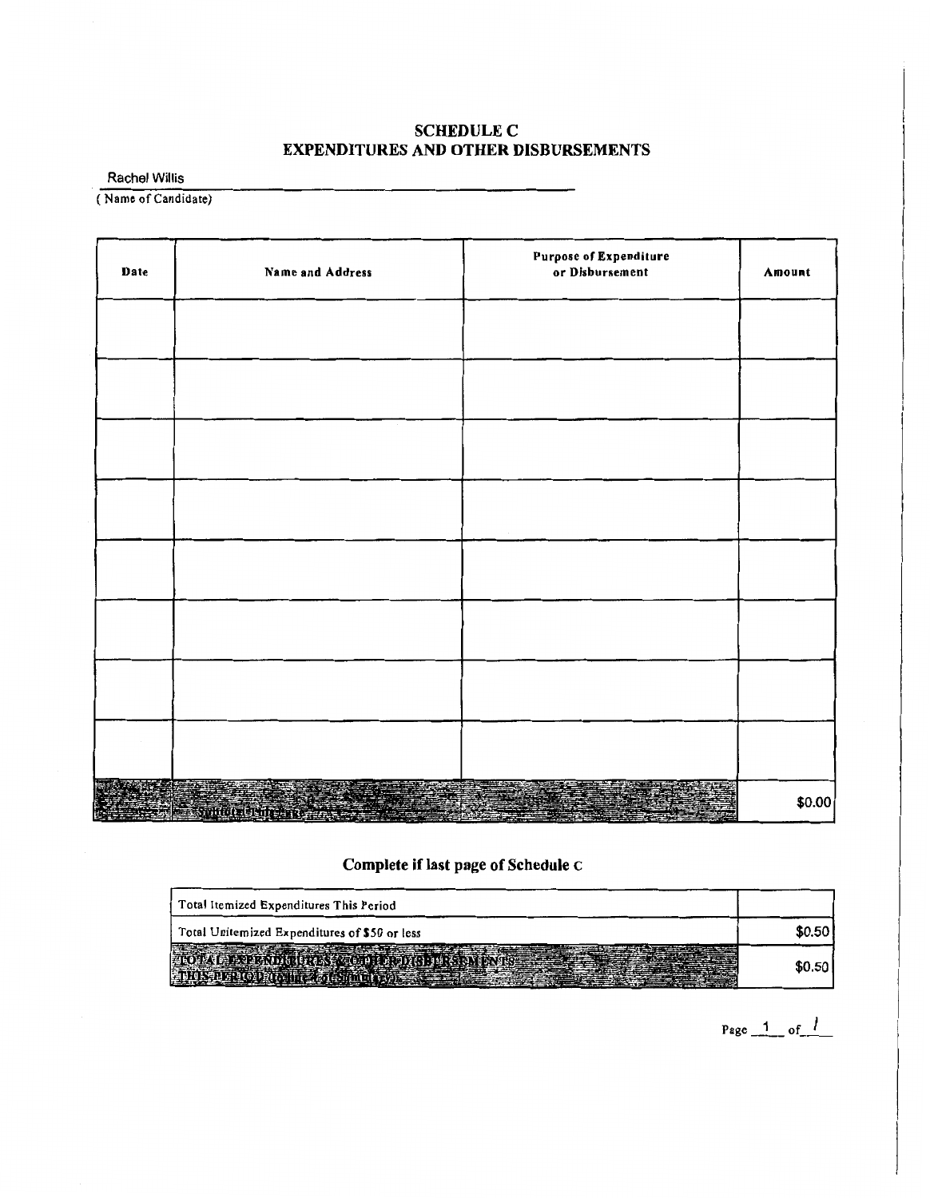# SCHEDULE C
## EXPENDITURES AND OTHER DISBURSEMENTS

Rachel Willis
(Name of Candidate)

| Date | Name and Address | Purpose of Expenditure or Disbursement | Amount |
|---|---|---|---|
| | | | |
| | | | |
| | | | |
| | | | |
| | | | |
| | | | |
| | | | |
| | | | |
| Subtotal This Page | | | $0.00 |

### Complete if last page of Schedule C

| | |
|---|---|
| Total Itemized Expenditures This Period | |
| Total Unitemized Expenditures of $50 or less | $0.50 |
| TOTAL EXPENDITURES & OTHER DISBURSEMENTS THIS PERIOD (Line 4 of Summary) | $0.50 |